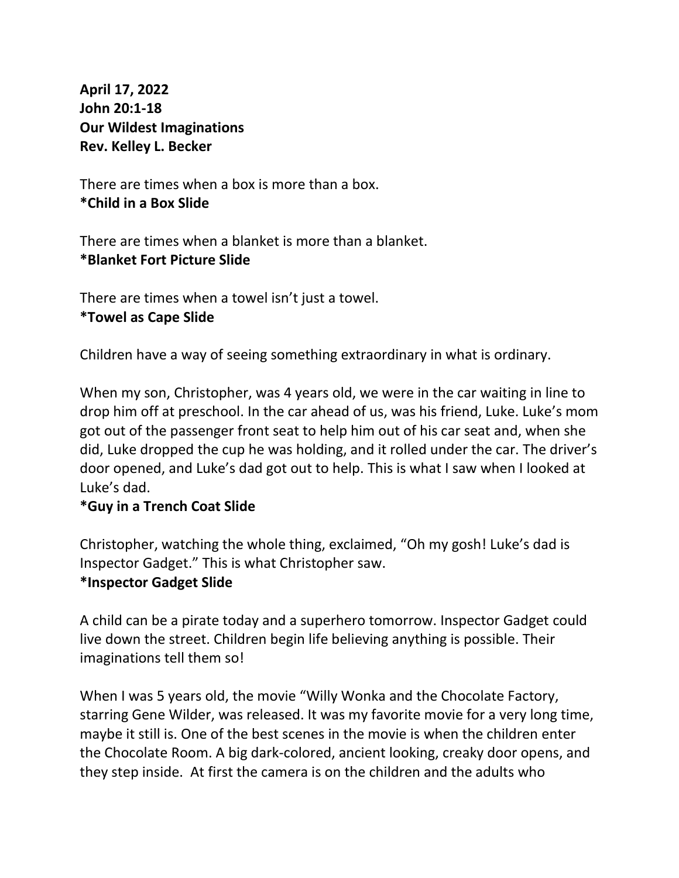**April 17, 2022**
**John 20:1-18**
**Our Wildest Imaginations**
**Rev. Kelley L. Becker**

There are times when a box is more than a box.
**\*Child in a Box Slide**

There are times when a blanket is more than a blanket.
**\*Blanket Fort Picture Slide**

There are times when a towel isn't just a towel.
**\*Towel as Cape Slide**

Children have a way of seeing something extraordinary in what is ordinary.

When my son, Christopher, was 4 years old, we were in the car waiting in line to drop him off at preschool. In the car ahead of us, was his friend, Luke. Luke's mom got out of the passenger front seat to help him out of his car seat and, when she did, Luke dropped the cup he was holding, and it rolled under the car. The driver's door opened, and Luke's dad got out to help. This is what I saw when I looked at Luke's dad.
**\*Guy in a Trench Coat Slide**

Christopher, watching the whole thing, exclaimed, "Oh my gosh! Luke's dad is Inspector Gadget." This is what Christopher saw.
**\*Inspector Gadget Slide**

A child can be a pirate today and a superhero tomorrow. Inspector Gadget could live down the street. Children begin life believing anything is possible. Their imaginations tell them so!

When I was 5 years old, the movie "Willy Wonka and the Chocolate Factory, starring Gene Wilder, was released. It was my favorite movie for a very long time, maybe it still is. One of the best scenes in the movie is when the children enter the Chocolate Room. A big dark-colored, ancient looking, creaky door opens, and they step inside. At first the camera is on the children and the adults who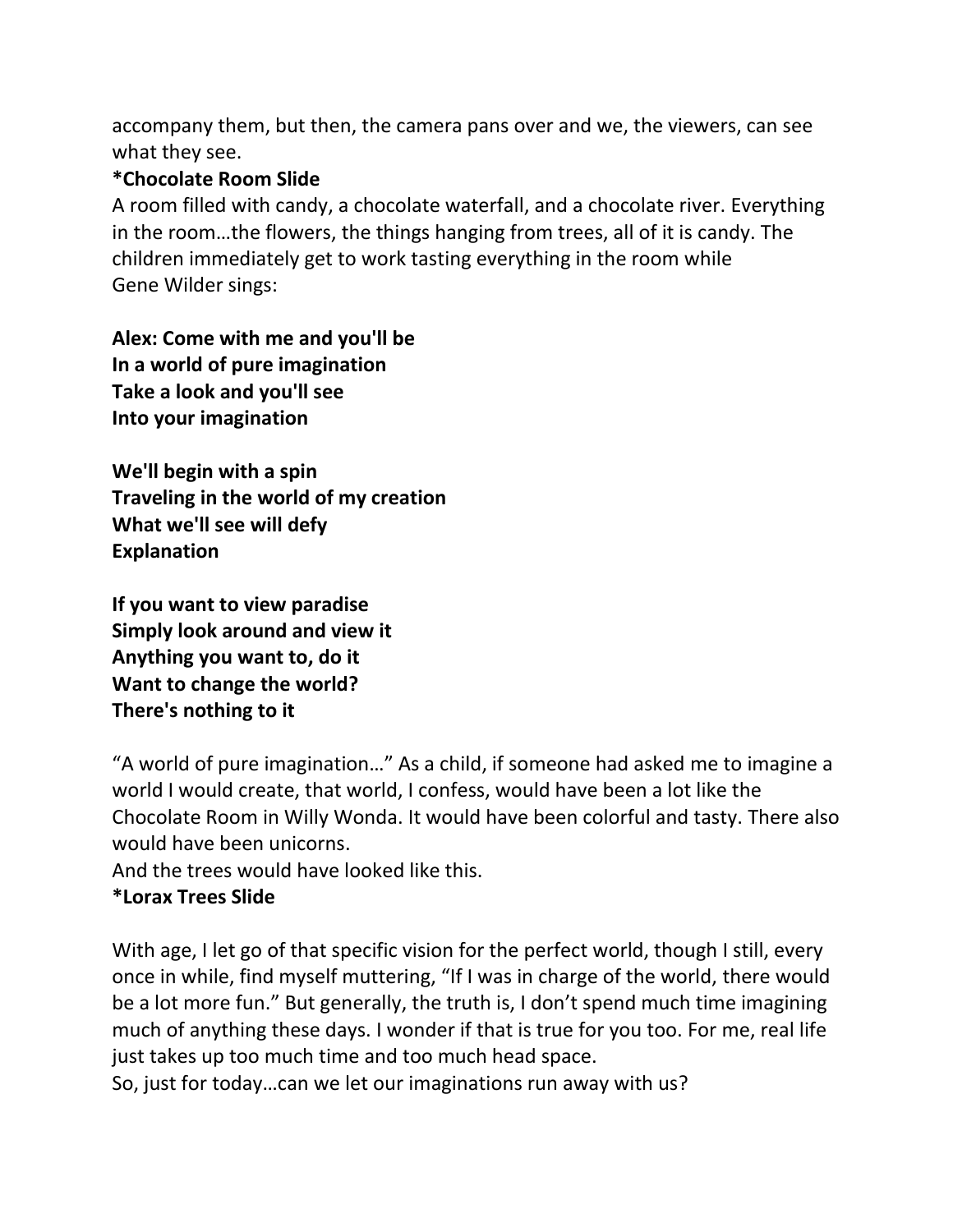accompany them, but then, the camera pans over and we, the viewers, can see what they see.

**\*Chocolate Room Slide**

A room filled with candy, a chocolate waterfall, and a chocolate river. Everything in the room…the flowers, the things hanging from trees, all of it is candy. The children immediately get to work tasting everything in the room while Gene Wilder sings:

**Alex: Come with me and you'll be**
**In a world of pure imagination**
**Take a look and you'll see**
**Into your imagination**

**We'll begin with a spin**
**Traveling in the world of my creation**
**What we'll see will defy**
**Explanation**

**If you want to view paradise**
**Simply look around and view it**
**Anything you want to, do it**
**Want to change the world?**
**There's nothing to it**

"A world of pure imagination…" As a child, if someone had asked me to imagine a world I would create, that world, I confess, would have been a lot like the Chocolate Room in Willy Wonda. It would have been colorful and tasty. There also would have been unicorns.

And the trees would have looked like this.

**\*Lorax Trees Slide**

With age, I let go of that specific vision for the perfect world, though I still, every once in while, find myself muttering, "If I was in charge of the world, there would be a lot more fun." But generally, the truth is, I don't spend much time imagining much of anything these days. I wonder if that is true for you too. For me, real life just takes up too much time and too much head space.

So, just for today…can we let our imaginations run away with us?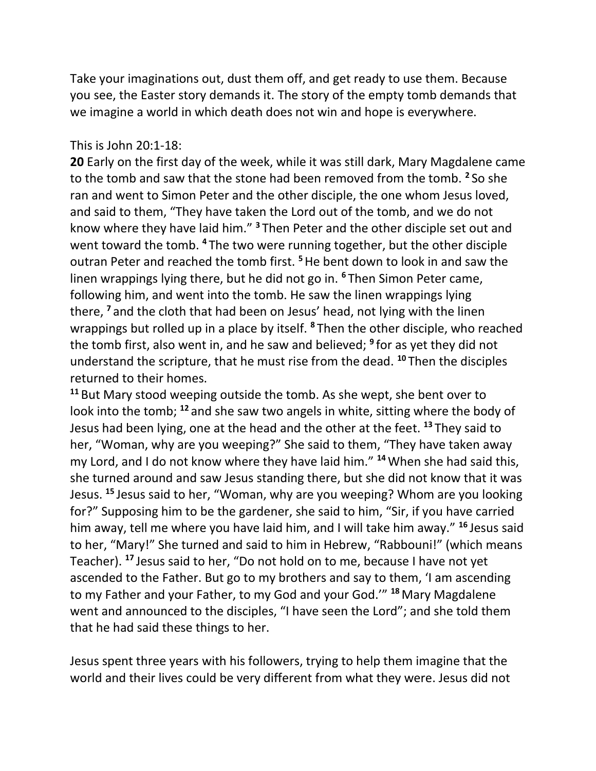Take your imaginations out, dust them off, and get ready to use them. Because you see, the Easter story demands it. The story of the empty tomb demands that we imagine a world in which death does not win and hope is everywhere.

This is John 20:1-18:

**20** Early on the first day of the week, while it was still dark, Mary Magdalene came to the tomb and saw that the stone had been removed from the tomb. **2** So she ran and went to Simon Peter and the other disciple, the one whom Jesus loved, and said to them, "They have taken the Lord out of the tomb, and we do not know where they have laid him." **3** Then Peter and the other disciple set out and went toward the tomb. **4** The two were running together, but the other disciple outran Peter and reached the tomb first. **5** He bent down to look in and saw the linen wrappings lying there, but he did not go in. **6** Then Simon Peter came, following him, and went into the tomb. He saw the linen wrappings lying there, **7** and the cloth that had been on Jesus' head, not lying with the linen wrappings but rolled up in a place by itself. **8** Then the other disciple, who reached the tomb first, also went in, and he saw and believed; **9** for as yet they did not understand the scripture, that he must rise from the dead. **10** Then the disciples returned to their homes.

**11** But Mary stood weeping outside the tomb. As she wept, she bent over to look into the tomb; **12** and she saw two angels in white, sitting where the body of Jesus had been lying, one at the head and the other at the feet. **13** They said to her, "Woman, why are you weeping?" She said to them, "They have taken away my Lord, and I do not know where they have laid him." **14** When she had said this, she turned around and saw Jesus standing there, but she did not know that it was Jesus. **15** Jesus said to her, "Woman, why are you weeping? Whom are you looking for?" Supposing him to be the gardener, she said to him, "Sir, if you have carried him away, tell me where you have laid him, and I will take him away." **16** Jesus said to her, "Mary!" She turned and said to him in Hebrew, "Rabbouni!" (which means Teacher). **17** Jesus said to her, "Do not hold on to me, because I have not yet ascended to the Father. But go to my brothers and say to them, 'I am ascending to my Father and your Father, to my God and your God.'" **18** Mary Magdalene went and announced to the disciples, "I have seen the Lord"; and she told them that he had said these things to her.

Jesus spent three years with his followers, trying to help them imagine that the world and their lives could be very different from what they were. Jesus did not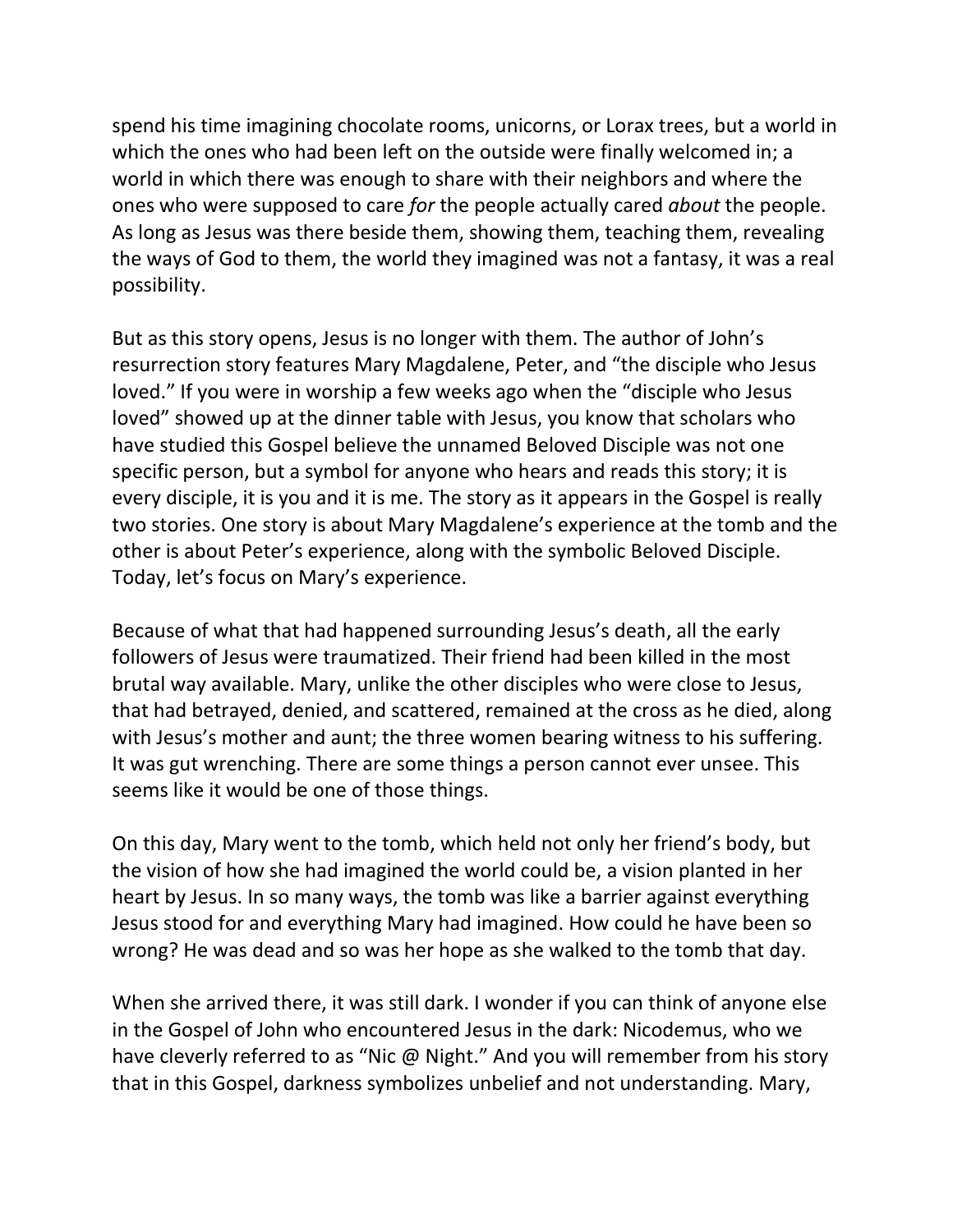spend his time imagining chocolate rooms, unicorns, or Lorax trees, but a world in which the ones who had been left on the outside were finally welcomed in; a world in which there was enough to share with their neighbors and where the ones who were supposed to care *for* the people actually cared *about* the people. As long as Jesus was there beside them, showing them, teaching them, revealing the ways of God to them, the world they imagined was not a fantasy, it was a real possibility.

But as this story opens, Jesus is no longer with them. The author of John's resurrection story features Mary Magdalene, Peter, and "the disciple who Jesus loved." If you were in worship a few weeks ago when the "disciple who Jesus loved" showed up at the dinner table with Jesus, you know that scholars who have studied this Gospel believe the unnamed Beloved Disciple was not one specific person, but a symbol for anyone who hears and reads this story; it is every disciple, it is you and it is me. The story as it appears in the Gospel is really two stories. One story is about Mary Magdalene's experience at the tomb and the other is about Peter's experience, along with the symbolic Beloved Disciple. Today, let's focus on Mary's experience.

Because of what that had happened surrounding Jesus's death, all the early followers of Jesus were traumatized. Their friend had been killed in the most brutal way available. Mary, unlike the other disciples who were close to Jesus, that had betrayed, denied, and scattered, remained at the cross as he died, along with Jesus's mother and aunt; the three women bearing witness to his suffering. It was gut wrenching. There are some things a person cannot ever unsee. This seems like it would be one of those things.

On this day, Mary went to the tomb, which held not only her friend's body, but the vision of how she had imagined the world could be, a vision planted in her heart by Jesus. In so many ways, the tomb was like a barrier against everything Jesus stood for and everything Mary had imagined. How could he have been so wrong? He was dead and so was her hope as she walked to the tomb that day.

When she arrived there, it was still dark. I wonder if you can think of anyone else in the Gospel of John who encountered Jesus in the dark: Nicodemus, who we have cleverly referred to as "Nic @ Night." And you will remember from his story that in this Gospel, darkness symbolizes unbelief and not understanding. Mary,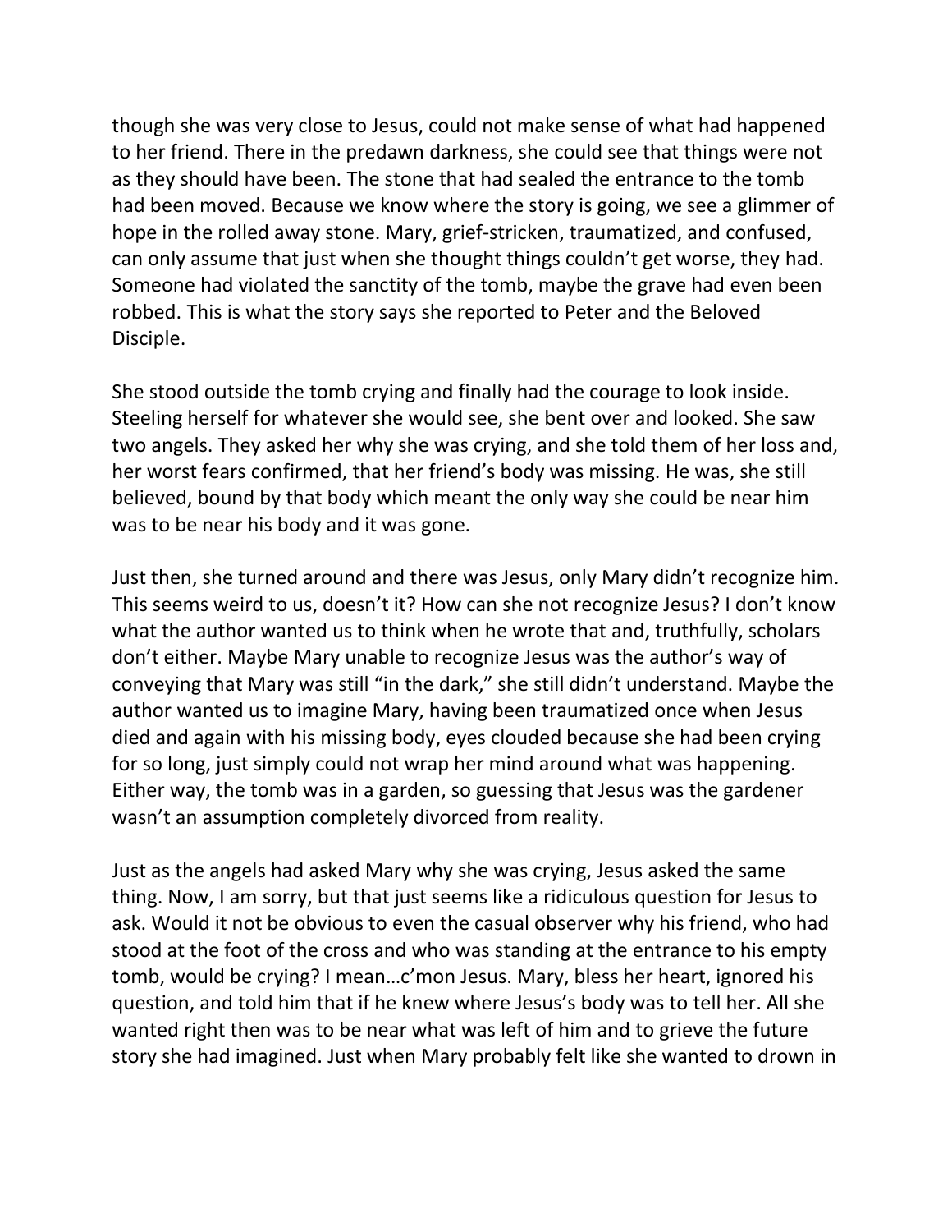though she was very close to Jesus, could not make sense of what had happened to her friend. There in the predawn darkness, she could see that things were not as they should have been. The stone that had sealed the entrance to the tomb had been moved. Because we know where the story is going, we see a glimmer of hope in the rolled away stone. Mary, grief-stricken, traumatized, and confused, can only assume that just when she thought things couldn't get worse, they had. Someone had violated the sanctity of the tomb, maybe the grave had even been robbed. This is what the story says she reported to Peter and the Beloved Disciple.

She stood outside the tomb crying and finally had the courage to look inside. Steeling herself for whatever she would see, she bent over and looked. She saw two angels. They asked her why she was crying, and she told them of her loss and, her worst fears confirmed, that her friend's body was missing. He was, she still believed, bound by that body which meant the only way she could be near him was to be near his body and it was gone.

Just then, she turned around and there was Jesus, only Mary didn't recognize him. This seems weird to us, doesn't it? How can she not recognize Jesus? I don't know what the author wanted us to think when he wrote that and, truthfully, scholars don't either. Maybe Mary unable to recognize Jesus was the author's way of conveying that Mary was still "in the dark," she still didn't understand. Maybe the author wanted us to imagine Mary, having been traumatized once when Jesus died and again with his missing body, eyes clouded because she had been crying for so long, just simply could not wrap her mind around what was happening. Either way, the tomb was in a garden, so guessing that Jesus was the gardener wasn't an assumption completely divorced from reality.

Just as the angels had asked Mary why she was crying, Jesus asked the same thing. Now, I am sorry, but that just seems like a ridiculous question for Jesus to ask. Would it not be obvious to even the casual observer why his friend, who had stood at the foot of the cross and who was standing at the entrance to his empty tomb, would be crying? I mean…c'mon Jesus. Mary, bless her heart, ignored his question, and told him that if he knew where Jesus's body was to tell her. All she wanted right then was to be near what was left of him and to grieve the future story she had imagined. Just when Mary probably felt like she wanted to drown in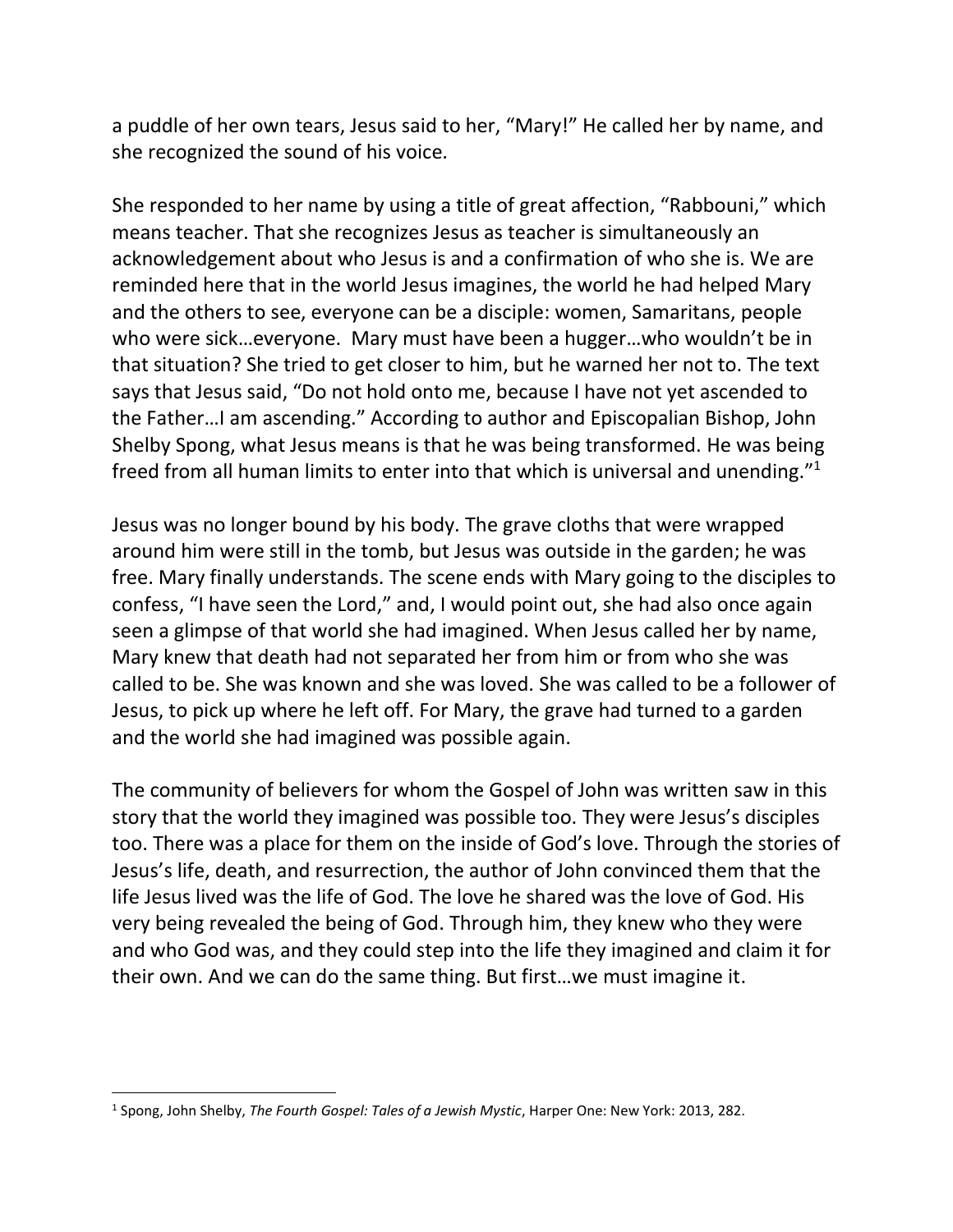a puddle of her own tears, Jesus said to her, “Mary!” He called her by name, and she recognized the sound of his voice.

She responded to her name by using a title of great affection, “Rabbouni,” which means teacher. That she recognizes Jesus as teacher is simultaneously an acknowledgement about who Jesus is and a confirmation of who she is. We are reminded here that in the world Jesus imagines, the world he had helped Mary and the others to see, everyone can be a disciple: women, Samaritans, people who were sick…everyone. Mary must have been a hugger…who wouldn’t be in that situation? She tried to get closer to him, but he warned her not to. The text says that Jesus said, “Do not hold onto me, because I have not yet ascended to the Father…I am ascending.” According to author and Episcopalian Bishop, John Shelby Spong, what Jesus means is that he was being transformed. He was being freed from all human limits to enter into that which is universal and unending.”[1]

Jesus was no longer bound by his body. The grave cloths that were wrapped around him were still in the tomb, but Jesus was outside in the garden; he was free. Mary finally understands. The scene ends with Mary going to the disciples to confess, “I have seen the Lord,” and, I would point out, she had also once again seen a glimpse of that world she had imagined. When Jesus called her by name, Mary knew that death had not separated her from him or from who she was called to be. She was known and she was loved. She was called to be a follower of Jesus, to pick up where he left off. For Mary, the grave had turned to a garden and the world she had imagined was possible again.

The community of believers for whom the Gospel of John was written saw in this story that the world they imagined was possible too. They were Jesus’s disciples too. There was a place for them on the inside of God’s love. Through the stories of Jesus’s life, death, and resurrection, the author of John convinced them that the life Jesus lived was the life of God. The love he shared was the love of God. His very being revealed the being of God. Through him, they knew who they were and who God was, and they could step into the life they imagined and claim it for their own. And we can do the same thing. But first…we must imagine it.

---

[1] Spong, John Shelby, *The Fourth Gospel: Tales of a Jewish Mystic*, Harper One: New York: 2013, 282.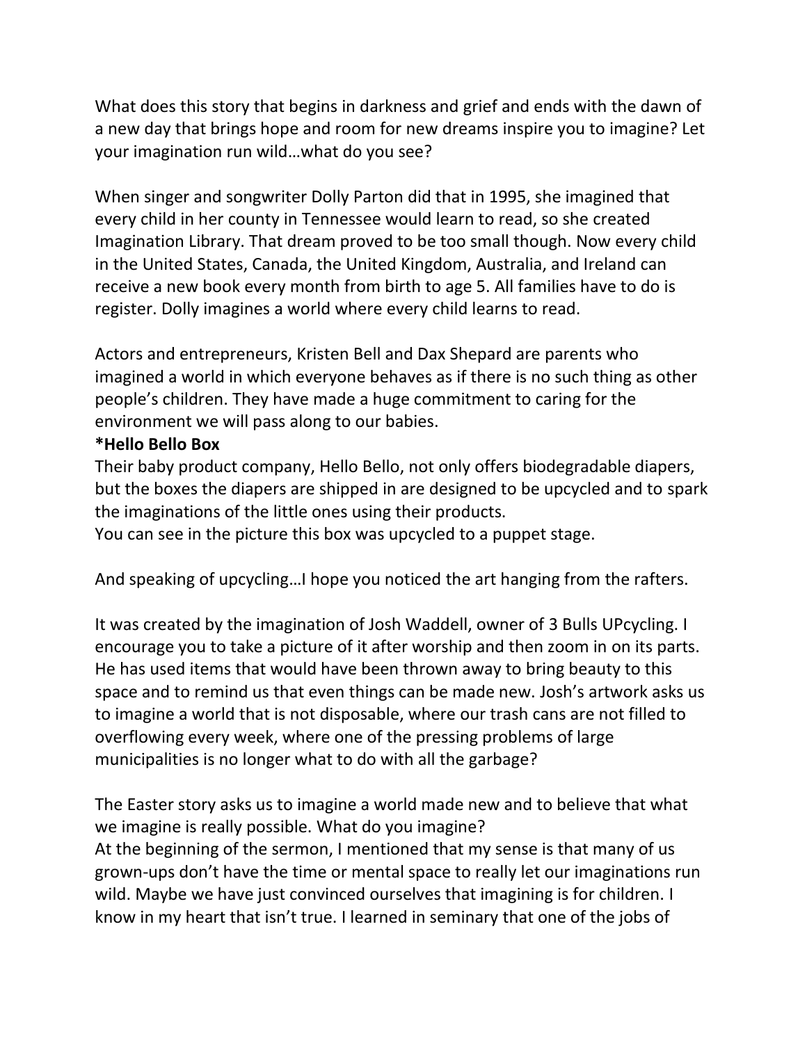What does this story that begins in darkness and grief and ends with the dawn of a new day that brings hope and room for new dreams inspire you to imagine? Let your imagination run wild…what do you see?

When singer and songwriter Dolly Parton did that in 1995, she imagined that every child in her county in Tennessee would learn to read, so she created Imagination Library. That dream proved to be too small though. Now every child in the United States, Canada, the United Kingdom, Australia, and Ireland can receive a new book every month from birth to age 5. All families have to do is register. Dolly imagines a world where every child learns to read.

Actors and entrepreneurs, Kristen Bell and Dax Shepard are parents who imagined a world in which everyone behaves as if there is no such thing as other people's children. They have made a huge commitment to caring for the environment we will pass along to our babies.

**\*Hello Bello Box**

Their baby product company, Hello Bello, not only offers biodegradable diapers, but the boxes the diapers are shipped in are designed to be upcycled and to spark the imaginations of the little ones using their products.

You can see in the picture this box was upcycled to a puppet stage.

And speaking of upcycling…I hope you noticed the art hanging from the rafters.

It was created by the imagination of Josh Waddell, owner of 3 Bulls UPcycling. I encourage you to take a picture of it after worship and then zoom in on its parts. He has used items that would have been thrown away to bring beauty to this space and to remind us that even things can be made new. Josh's artwork asks us to imagine a world that is not disposable, where our trash cans are not filled to overflowing every week, where one of the pressing problems of large municipalities is no longer what to do with all the garbage?

The Easter story asks us to imagine a world made new and to believe that what we imagine is really possible. What do you imagine?

At the beginning of the sermon, I mentioned that my sense is that many of us grown-ups don't have the time or mental space to really let our imaginations run wild. Maybe we have just convinced ourselves that imagining is for children. I know in my heart that isn't true. I learned in seminary that one of the jobs of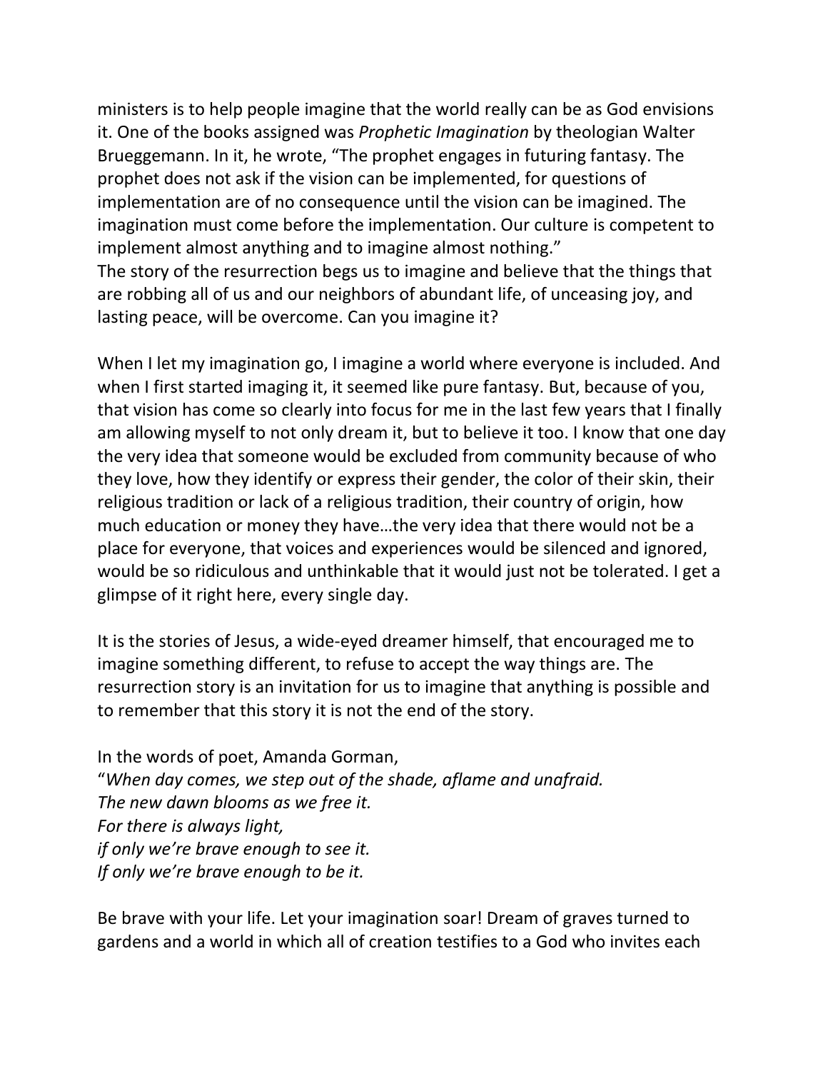ministers is to help people imagine that the world really can be as God envisions it. One of the books assigned was *Prophetic Imagination* by theologian Walter Brueggemann. In it, he wrote, "The prophet engages in futuring fantasy. The prophet does not ask if the vision can be implemented, for questions of implementation are of no consequence until the vision can be imagined. The imagination must come before the implementation. Our culture is competent to implement almost anything and to imagine almost nothing."
The story of the resurrection begs us to imagine and believe that the things that are robbing all of us and our neighbors of abundant life, of unceasing joy, and lasting peace, will be overcome. Can you imagine it?

When I let my imagination go, I imagine a world where everyone is included. And when I first started imaging it, it seemed like pure fantasy. But, because of you, that vision has come so clearly into focus for me in the last few years that I finally am allowing myself to not only dream it, but to believe it too. I know that one day the very idea that someone would be excluded from community because of who they love, how they identify or express their gender, the color of their skin, their religious tradition or lack of a religious tradition, their country of origin, how much education or money they have…the very idea that there would not be a place for everyone, that voices and experiences would be silenced and ignored, would be so ridiculous and unthinkable that it would just not be tolerated. I get a glimpse of it right here, every single day.

It is the stories of Jesus, a wide-eyed dreamer himself, that encouraged me to imagine something different, to refuse to accept the way things are. The resurrection story is an invitation for us to imagine that anything is possible and to remember that this story it is not the end of the story.

In the words of poet, Amanda Gorman,
"*When day comes, we step out of the shade, aflame and unafraid.*
*The new dawn blooms as we free it.*
*For there is always light,*
*if only we're brave enough to see it.*
*If only we're brave enough to be it.*

Be brave with your life. Let your imagination soar! Dream of graves turned to gardens and a world in which all of creation testifies to a God who invites each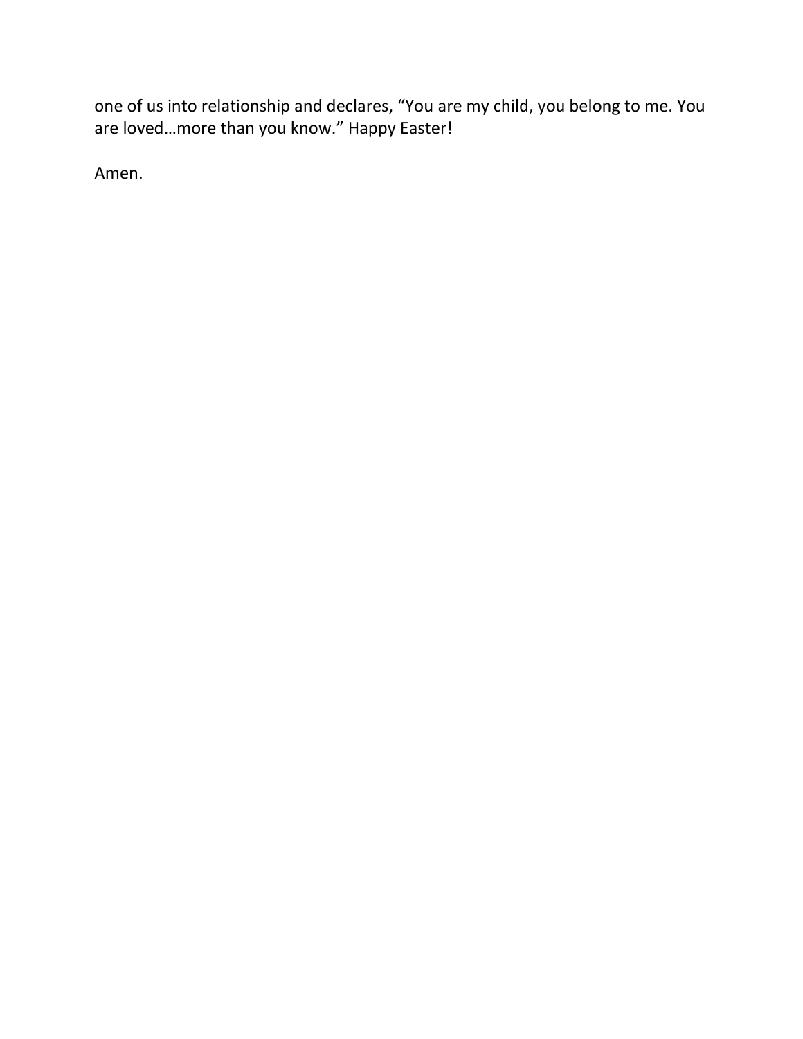one of us into relationship and declares, “You are my child, you belong to me. You are loved…more than you know.” Happy Easter!

Amen.